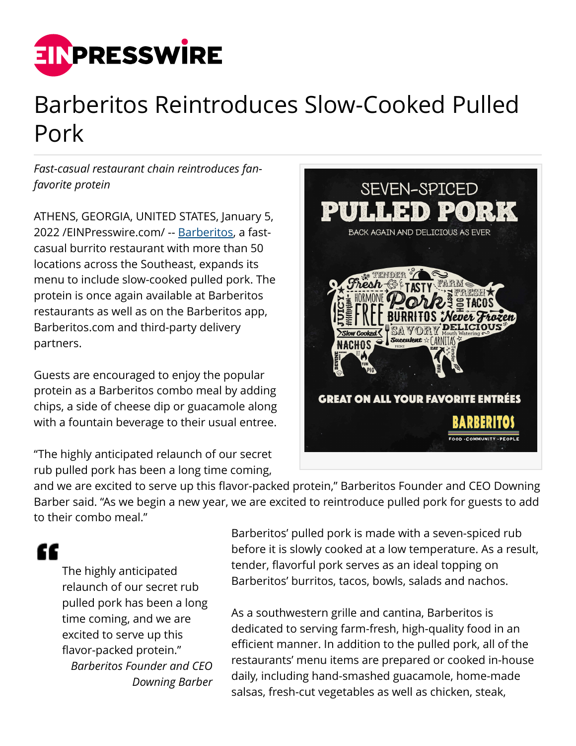# Barberitos Reintroduces Slow-Cooked Pulled Pork

*Fast-casual restaurant chain reintroduces fan-favorite protein*

ATHENS, GEORGIA, UNITED STATES, January 5, 2022 /EINPresswire.com/ -- Barberitos, a fast-casual burrito restaurant with more than 50 locations across the Southeast, expands its menu to include slow-cooked pulled pork. The protein is once again available at Barberitos restaurants as well as on the Barberitos app, Barberitos.com and third-party delivery partners.

Guests are encouraged to enjoy the popular protein as a Barberitos combo meal by adding chips, a side of cheese dip or guacamole along with a fountain beverage to their usual entree.

"The highly anticipated relaunch of our secret rub pulled pork has been a long time coming, and we are excited to serve up this flavor-packed protein," Barberitos Founder and CEO Downing Barber said. "As we begin a new year, we are excited to reintroduce pulled pork for guests to add to their combo meal."

> The highly anticipated relaunch of our secret rub pulled pork has been a long time coming, and we are excited to serve up this flavor-packed protein."
>
> *Barberitos Founder and CEO Downing Barber*

Barberitos' pulled pork is made with a seven-spiced rub before it is slowly cooked at a low temperature. As a result, tender, flavorful pork serves as an ideal topping on Barberitos' burritos, tacos, bowls, salads and nachos.

As a southwestern grille and cantina, Barberitos is dedicated to serving farm-fresh, high-quality food in an efficient manner. In addition to the pulled pork, all of the restaurants' menu items are prepared or cooked in-house daily, including hand-smashed guacamole, home-made salsas, fresh-cut vegetables as well as chicken, steak,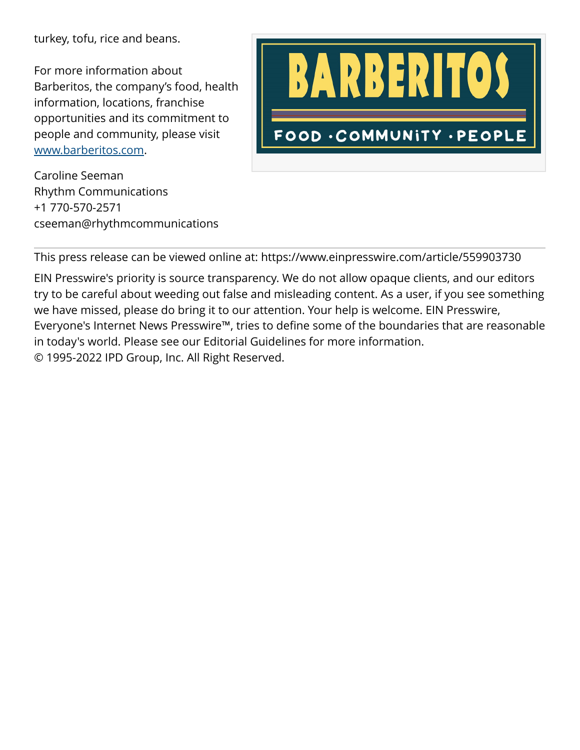turkey, tofu, rice and beans.

For more information about Barberitos, the company's food, health information, locations, franchise opportunities and its commitment to people and community, please visit www.barberitos.com.

Caroline Seeman
Rhythm Communications
+1 770-570-2571
cseeman@rhythmcommunications

---

This press release can be viewed online at: https://www.einpresswire.com/article/559903730

EIN Presswire's priority is source transparency. We do not allow opaque clients, and our editors try to be careful about weeding out false and misleading content. As a user, if you see something we have missed, please do bring it to our attention. Your help is welcome. EIN Presswire, Everyone's Internet News Presswire™, tries to define some of the boundaries that are reasonable in today's world. Please see our Editorial Guidelines for more information.
© 1995-2022 IPD Group, Inc. All Right Reserved.